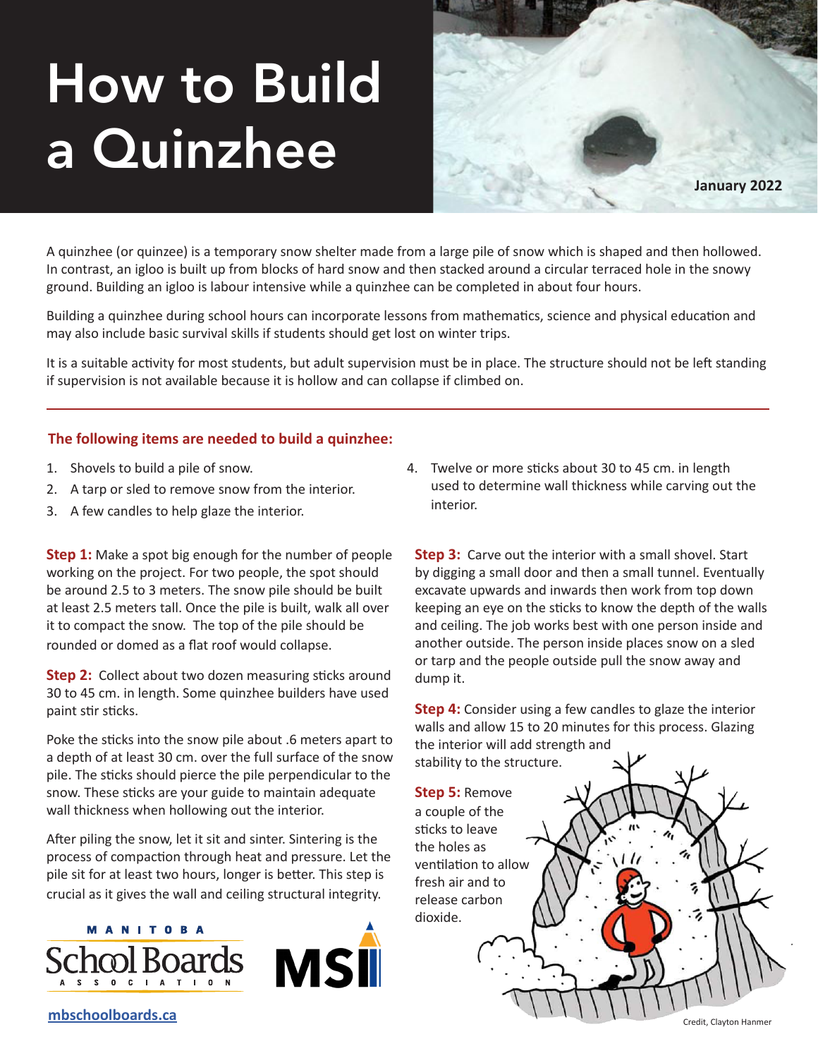# How to Build a Quinzhee

January 2022

A quinzhee (or quinzee) is a temporary snow shelter made from a large pile of snow which is shaped and then hollowed. In contrast, an igloo is built up from blocks of hard snow and then stacked around a circular terraced hole in the snowy ground. Building an igloo is labour intensive while a quinzhee can be completed in about four hours.

Building a quinzhee during school hours can incorporate lessons from mathematics, science and physical education and may also include basic survival skills if students should get lost on winter trips.

It is a suitable activity for most students, but adult supervision must be in place. The structure should not be left standing if supervision is not available because it is hollow and can collapse if climbed on.

---

## The following items are needed to build a quinzhee:

1. Shovels to build a pile of snow.
2. A tarp or sled to remove snow from the interior.
3. A few candles to help glaze the interior.
4. Twelve or more sticks about 30 to 45 cm. in length used to determine wall thickness while carving out the interior.

**Step 1:** Make a spot big enough for the number of people working on the project. For two people, the spot should be around 2.5 to 3 meters. The snow pile should be built at least 2.5 meters tall. Once the pile is built, walk all over it to compact the snow. The top of the pile should be rounded or domed as a flat roof would collapse.

**Step 2:** Collect about two dozen measuring sticks around 30 to 45 cm. in length. Some quinzhee builders have used paint stir sticks.

Poke the sticks into the snow pile about .6 meters apart to a depth of at least 30 cm. over the full surface of the snow pile. The sticks should pierce the pile perpendicular to the snow. These sticks are your guide to maintain adequate wall thickness when hollowing out the interior.

After piling the snow, let it sit and sinter. Sintering is the process of compaction through heat and pressure. Let the pile sit for at least two hours, longer is better. This step is crucial as it gives the wall and ceiling structural integrity.

**Step 3:** Carve out the interior with a small shovel. Start by digging a small door and then a small tunnel. Eventually excavate upwards and inwards then work from top down keeping an eye on the sticks to know the depth of the walls and ceiling. The job works best with one person inside and another outside. The person inside places snow on a sled or tarp and the people outside pull the snow away and dump it.

**Step 4:** Consider using a few candles to glaze the interior walls and allow 15 to 20 minutes for this process. Glazing the interior will add strength and stability to the structure.

**Step 5:** Remove a couple of the sticks to leave the holes as ventilation to allow fresh air and to release carbon dioxide.

Credit, Clayton Hanmer

Manitoba School Boards Association | MSI

mbschoolboards.ca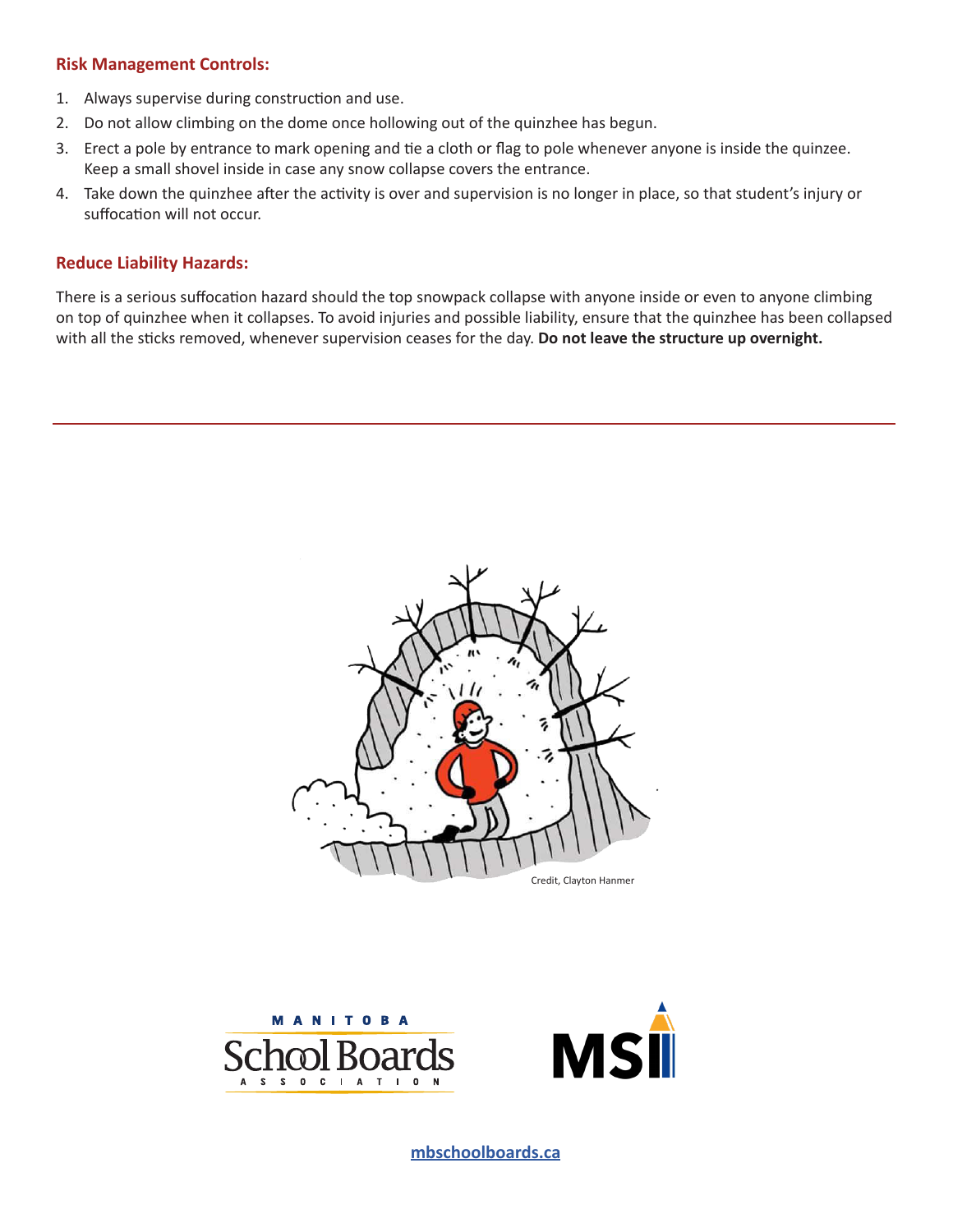### Risk Management Controls:

1. Always supervise during construction and use.
2. Do not allow climbing on the dome once hollowing out of the quinzhee has begun.
3. Erect a pole by entrance to mark opening and tie a cloth or flag to pole whenever anyone is inside the quinzee. Keep a small shovel inside in case any snow collapse covers the entrance.
4. Take down the quinzhee after the activity is over and supervision is no longer in place, so that student's injury or suffocation will not occur.

### Reduce Liability Hazards:

There is a serious suffocation hazard should the top snowpack collapse with anyone inside or even to anyone climbing on top of quinzhee when it collapses. To avoid injuries and possible liability, ensure that the quinzhee has been collapsed with all the sticks removed, whenever supervision ceases for the day. **Do not leave the structure up overnight.**

Credit, Clayton Hanmer

mbschoolboards.ca